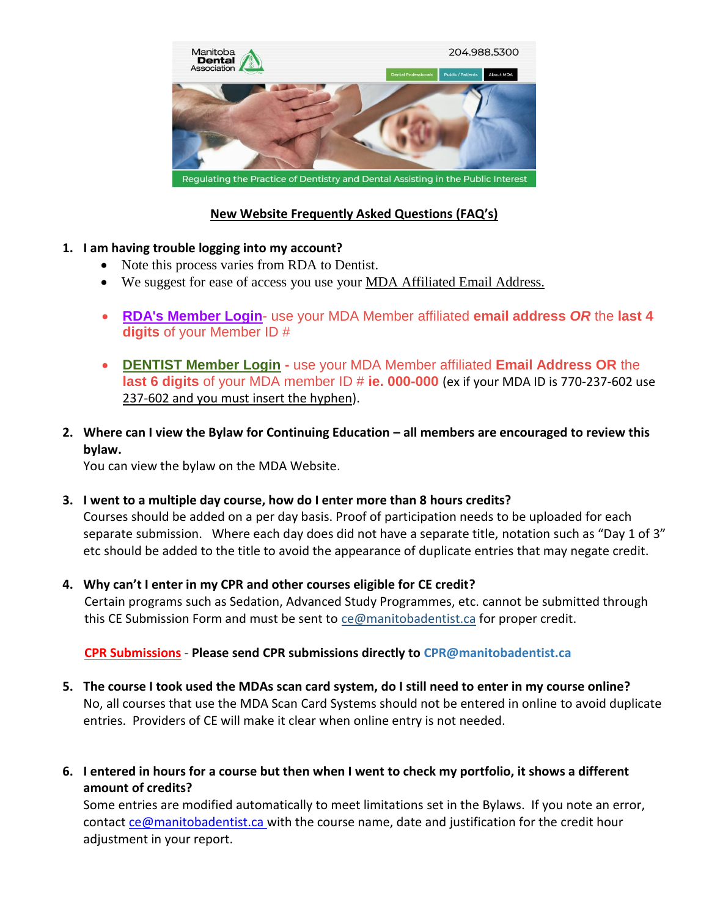## New Website Frequently Asked Questions (FAQ's)

1. **I am having trouble logging into my account?**
   - Note this process varies from RDA to Dentist.
   - We suggest for ease of access you use your MDA Affiliated Email Address.
   - **RDA's Member Login**- use your MDA Member affiliated **email address** ***OR*** the **last 4 digits** of your Member ID #
   - **DENTIST Member Login** - use your MDA Member affiliated **Email Address OR** the **last 6 digits** of your MDA member ID # **ie. 000-000** (ex if your MDA ID is 770-237-602 use 237-602 and you must insert the hyphen).

2. **Where can I view the Bylaw for Continuing Education – all members are encouraged to review this bylaw.**
   You can view the bylaw on the MDA Website.

3. **I went to a multiple day course, how do I enter more than 8 hours credits?**
   Courses should be added on a per day basis. Proof of participation needs to be uploaded for each separate submission. Where each day does did not have a separate title, notation such as "Day 1 of 3" etc should be added to the title to avoid the appearance of duplicate entries that may negate credit.

4. **Why can't I enter in my CPR and other courses eligible for CE credit?**
   Certain programs such as Sedation, Advanced Study Programmes, etc. cannot be submitted through this CE Submission Form and must be sent to ce@manitobadentist.ca for proper credit.

   CPR Submissions - **Please send CPR submissions directly to CPR@manitobadentist.ca**

5. **The course I took used the MDAs scan card system, do I still need to enter in my course online?**
   No, all courses that use the MDA Scan Card Systems should not be entered in online to avoid duplicate entries. Providers of CE will make it clear when online entry is not needed.

6. **I entered in hours for a course but then when I went to check my portfolio, it shows a different amount of credits?**
   Some entries are modified automatically to meet limitations set in the Bylaws. If you note an error, contact ce@manitobadentist.ca with the course name, date and justification for the credit hour adjustment in your report.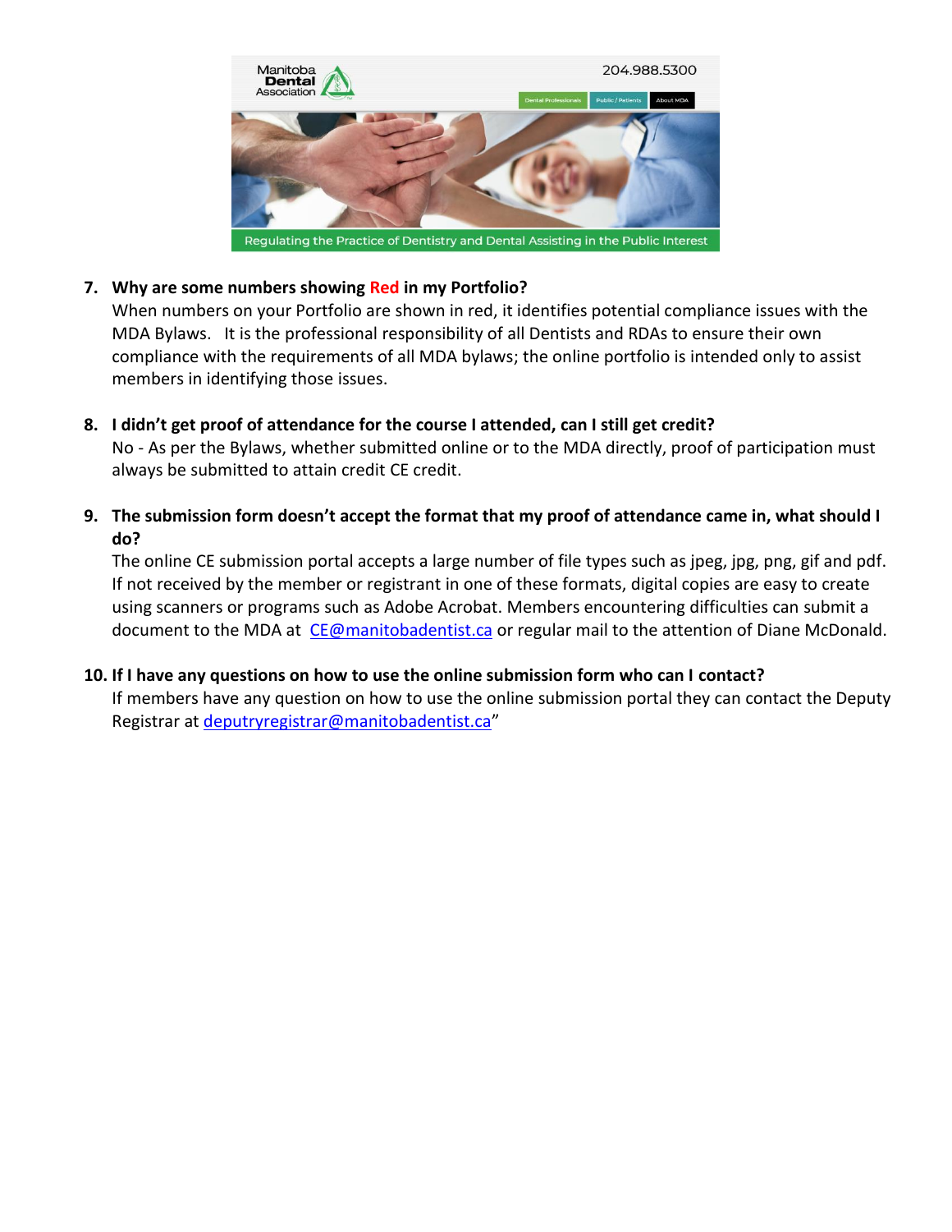7. **Why are some numbers showing Red in my Portfolio?**
   When numbers on your Portfolio are shown in red, it identifies potential compliance issues with the MDA Bylaws. It is the professional responsibility of all Dentists and RDAs to ensure their own compliance with the requirements of all MDA bylaws; the online portfolio is intended only to assist members in identifying those issues.

8. **I didn't get proof of attendance for the course I attended, can I still get credit?**
   No - As per the Bylaws, whether submitted online or to the MDA directly, proof of participation must always be submitted to attain credit CE credit.

9. **The submission form doesn't accept the format that my proof of attendance came in, what should I do?**
   The online CE submission portal accepts a large number of file types such as jpeg, jpg, png, gif and pdf. If not received by the member or registrant in one of these formats, digital copies are easy to create using scanners or programs such as Adobe Acrobat. Members encountering difficulties can submit a document to the MDA at CE@manitobadentist.ca or regular mail to the attention of Diane McDonald.

10. **If I have any questions on how to use the online submission form who can I contact?**
    If members have any question on how to use the online submission portal they can contact the Deputy Registrar at deputryregistrar@manitobadentist.ca"